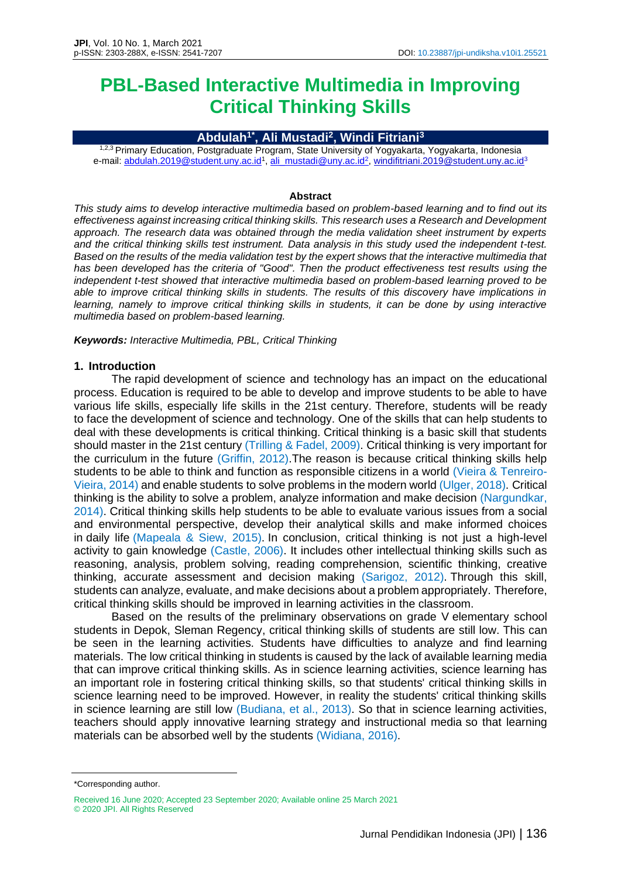# PBL-Based Interactive Multimedia in Improving Critical Thinking Skills

**Abdulah[1*], Ali Mustadi[2], Windi Fitriani[3]**

[1,2,3] Primary Education, Postgraduate Program, State University of Yogyakarta, Yogyakarta, Indonesia
e-mail: abdulah.2019@student.uny.ac.id[1], ali_mustadi@uny.ac.id[2], windifitriani.2019@student.uny.ac.id[3]

**Abstract**

*This study aims to develop interactive multimedia based on problem-based learning and to find out its effectiveness against increasing critical thinking skills. This research uses a Research and Development approach. The research data was obtained through the media validation sheet instrument by experts and the critical thinking skills test instrument. Data analysis in this study used the independent t-test. Based on the results of the media validation test by the expert shows that the interactive multimedia that has been developed has the criteria of "Good". Then the product effectiveness test results using the independent t-test showed that interactive multimedia based on problem-based learning proved to be able to improve critical thinking skills in students. The results of this discovery have implications in learning, namely to improve critical thinking skills in students, it can be done by using interactive multimedia based on problem-based learning.*

***Keywords:*** *Interactive Multimedia, PBL, Critical Thinking*

## 1. Introduction

The rapid development of science and technology has an impact on the educational process. Education is required to be able to develop and improve students to be able to have various life skills, especially life skills in the 21st century. Therefore, students will be ready to face the development of science and technology. One of the skills that can help students to deal with these developments is critical thinking. Critical thinking is a basic skill that students should master in the 21st century (Trilling & Fadel, 2009). Critical thinking is very important for the curriculum in the future (Griffin, 2012).The reason is because critical thinking skills help students to be able to think and function as responsible citizens in a world (Vieira & Tenreiro-Vieira, 2014) and enable students to solve problems in the modern world (Ulger, 2018). Critical thinking is the ability to solve a problem, analyze information and make decision (Nargundkar, 2014). Critical thinking skills help students to be able to evaluate various issues from a social and environmental perspective, develop their analytical skills and make informed choices in daily life (Mapeala & Siew, 2015). In conclusion, critical thinking is not just a high-level activity to gain knowledge (Castle, 2006). It includes other intellectual thinking skills such as reasoning, analysis, problem solving, reading comprehension, scientific thinking, creative thinking, accurate assessment and decision making (Sarigoz, 2012). Through this skill, students can analyze, evaluate, and make decisions about a problem appropriately. Therefore, critical thinking skills should be improved in learning activities in the classroom.

Based on the results of the preliminary observations on grade V elementary school students in Depok, Sleman Regency, critical thinking skills of students are still low. This can be seen in the learning activities. Students have difficulties to analyze and find learning materials. The low critical thinking in students is caused by the lack of available learning media that can improve critical thinking skills. As in science learning activities, science learning has an important role in fostering critical thinking skills, so that students' critical thinking skills in science learning need to be improved. However, in reality the students' critical thinking skills in science learning are still low (Budiana, et al., 2013). So that in science learning activities, teachers should apply innovative learning strategy and instructional media so that learning materials can be absorbed well by the students (Widiana, 2016).

*Corresponding author.

Received 16 June 2020; Accepted 23 September 2020; Available online 25 March 2021
© 2020 JPI. All Rights Reserved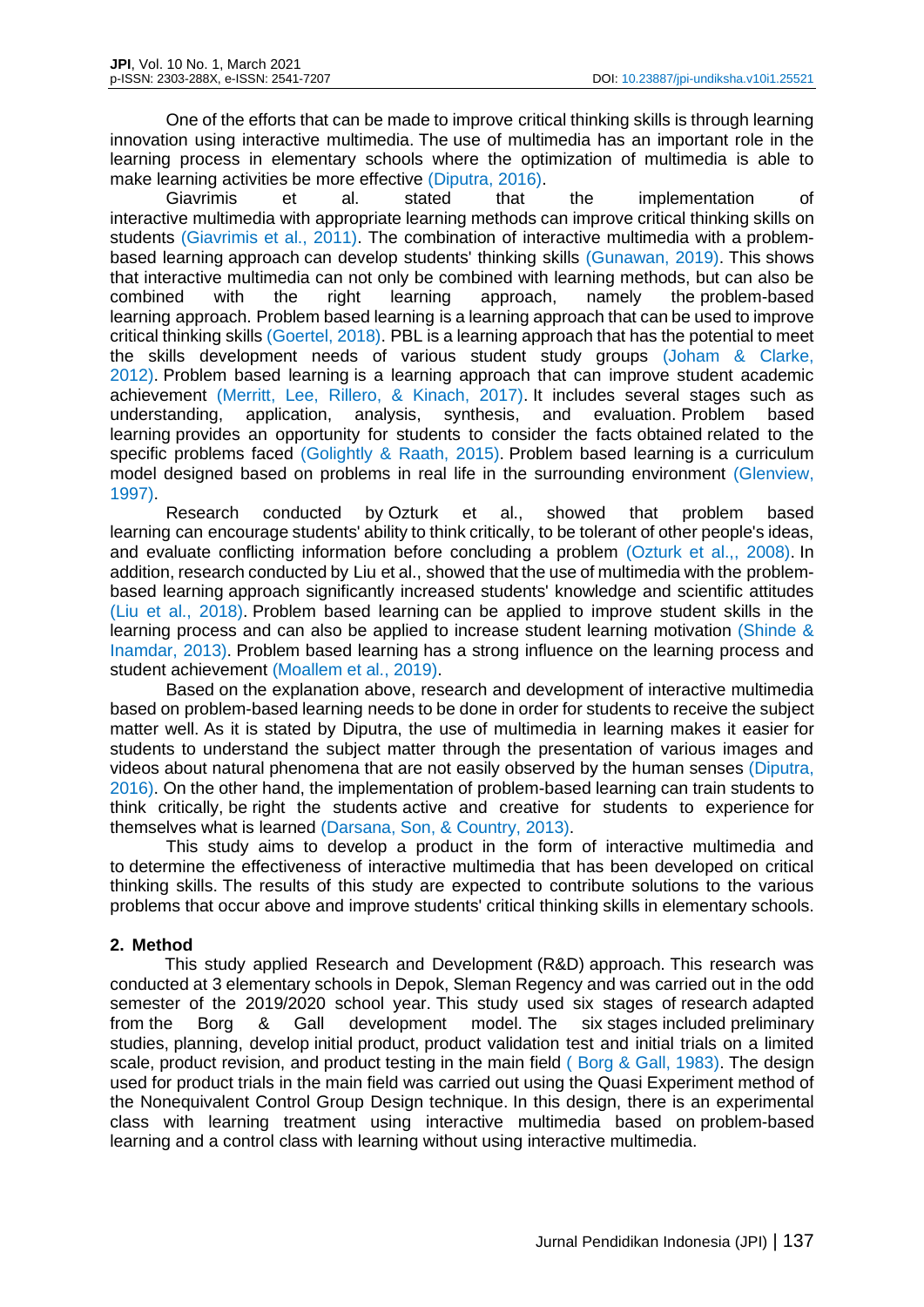One of the efforts that can be made to improve critical thinking skills is through learning innovation using interactive multimedia. The use of multimedia has an important role in the learning process in elementary schools where the optimization of multimedia is able to make learning activities be more effective (Diputra, 2016).

Giavrimis et al. stated that the implementation of interactive multimedia with appropriate learning methods can improve critical thinking skills on students (Giavrimis et al., 2011). The combination of interactive multimedia with a problem-based learning approach can develop students' thinking skills (Gunawan, 2019). This shows that interactive multimedia can not only be combined with learning methods, but can also be combined with the right learning approach, namely the problem-based learning approach. Problem based learning is a learning approach that can be used to improve critical thinking skills (Goertel, 2018). PBL is a learning approach that has the potential to meet the skills development needs of various student study groups (Joham & Clarke, 2012). Problem based learning is a learning approach that can improve student academic achievement (Merritt, Lee, Rillero, & Kinach, 2017). It includes several stages such as understanding, application, analysis, synthesis, and evaluation. Problem based learning provides an opportunity for students to consider the facts obtained related to the specific problems faced (Golightly & Raath, 2015). Problem based learning is a curriculum model designed based on problems in real life in the surrounding environment (Glenview, 1997).

Research conducted by Ozturk et al., showed that problem based learning can encourage students' ability to think critically, to be tolerant of other people's ideas, and evaluate conflicting information before concluding a problem (Ozturk et al.,, 2008). In addition, research conducted by Liu et al., showed that the use of multimedia with the problem-based learning approach significantly increased students' knowledge and scientific attitudes (Liu et al., 2018). Problem based learning can be applied to improve student skills in the learning process and can also be applied to increase student learning motivation (Shinde & Inamdar, 2013). Problem based learning has a strong influence on the learning process and student achievement (Moallem et al., 2019).

Based on the explanation above, research and development of interactive multimedia based on problem-based learning needs to be done in order for students to receive the subject matter well. As it is stated by Diputra, the use of multimedia in learning makes it easier for students to understand the subject matter through the presentation of various images and videos about natural phenomena that are not easily observed by the human senses (Diputra, 2016). On the other hand, the implementation of problem-based learning can train students to think critically, be right the students active and creative for students to experience for themselves what is learned (Darsana, Son, & Country, 2013).

This study aims to develop a product in the form of interactive multimedia and to determine the effectiveness of interactive multimedia that has been developed on critical thinking skills. The results of this study are expected to contribute solutions to the various problems that occur above and improve students' critical thinking skills in elementary schools.

## 2. Method

This study applied Research and Development (R&D) approach. This research was conducted at 3 elementary schools in Depok, Sleman Regency and was carried out in the odd semester of the 2019/2020 school year. This study used six stages of research adapted from the Borg & Gall development model. The six stages included preliminary studies, planning, develop initial product, product validation test and initial trials on a limited scale, product revision, and product testing in the main field ( Borg & Gall, 1983). The design used for product trials in the main field was carried out using the Quasi Experiment method of the Nonequivalent Control Group Design technique. In this design, there is an experimental class with learning treatment using interactive multimedia based on problem-based learning and a control class with learning without using interactive multimedia.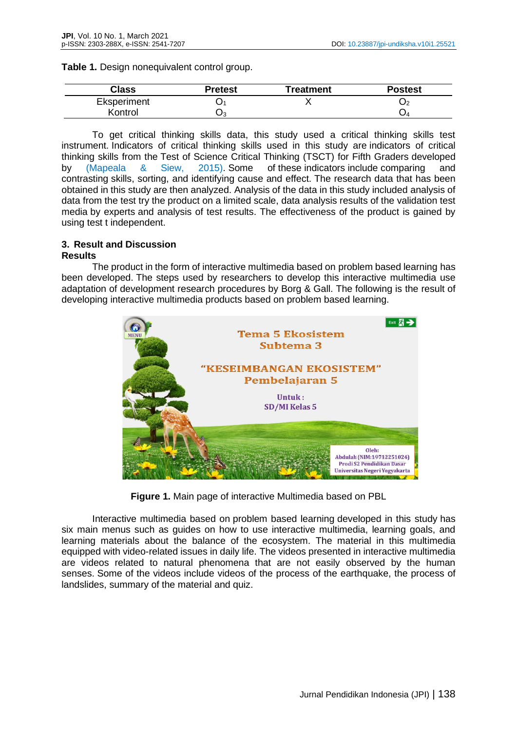**Table 1.** Design nonequivalent control group.

| Class | Pretest | Treatment | Postest |
|---|---|---|---|
| Eksperiment | $O_1$ | X | $O_2$ |
| Kontrol | $O_3$ | | $O_4$ |

To get critical thinking skills data, this study used a critical thinking skills test instrument. Indicators of critical thinking skills used in this study are indicators of critical thinking skills from the Test of Science Critical Thinking (TSCT) for Fifth Graders developed by (Mapeala & Siew, 2015). Some of these indicators include comparing and contrasting skills, sorting, and identifying cause and effect. The research data that has been obtained in this study are then analyzed. Analysis of the data in this study included analysis of data from the test try the product on a limited scale, data analysis results of the validation test media by experts and analysis of test results. The effectiveness of the product is gained by using test t independent.

## 3. Result and Discussion

### Results

The product in the form of interactive multimedia based on problem based learning has been developed. The steps used by researchers to develop this interactive multimedia use adaptation of development research procedures by Borg & Gall. The following is the result of developing interactive multimedia products based on problem based learning.

**Figure 1.** Main page of interactive Multimedia based on PBL

Interactive multimedia based on problem based learning developed in this study has six main menus such as guides on how to use interactive multimedia, learning goals, and learning materials about the balance of the ecosystem. The material in this multimedia equipped with video-related issues in daily life. The videos presented in interactive multimedia are videos related to natural phenomena that are not easily observed by the human senses. Some of the videos include videos of the process of the earthquake, the process of landslides, summary of the material and quiz.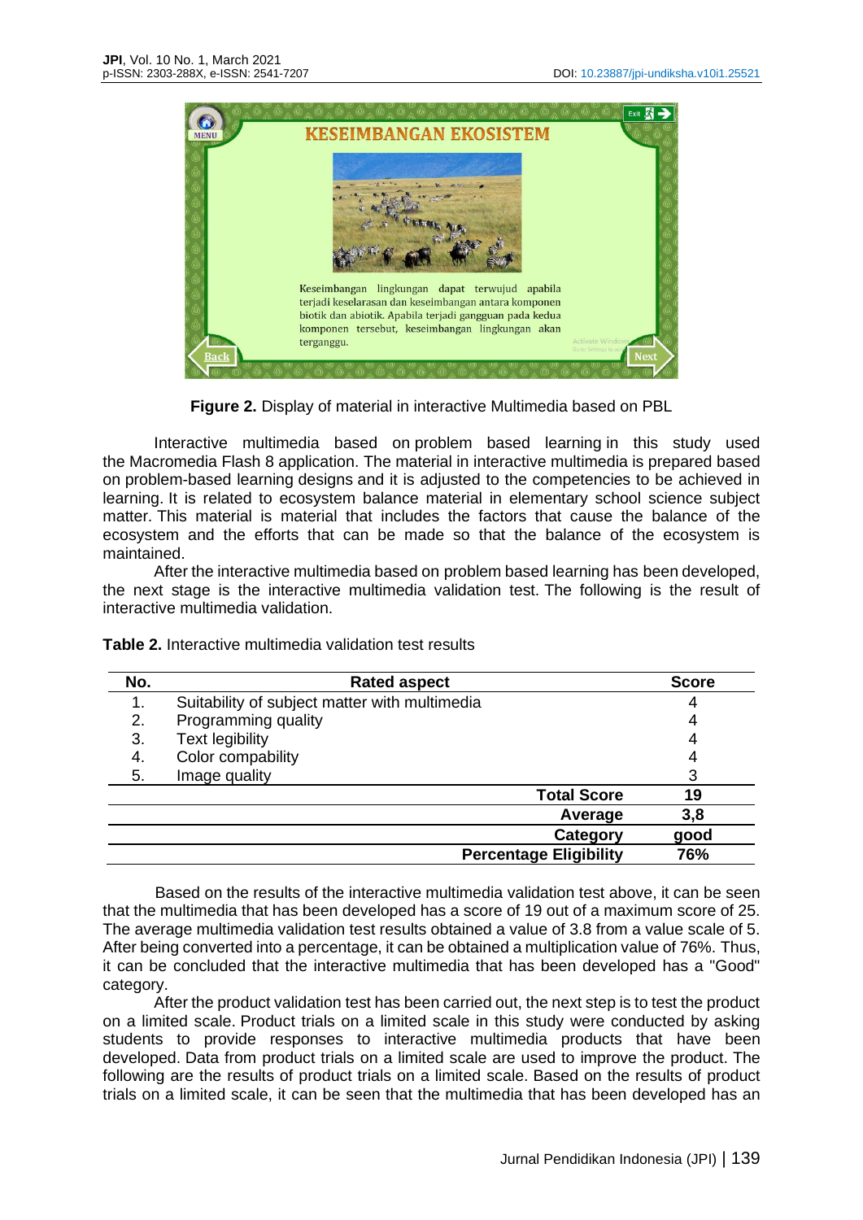**Figure 2.** Display of material in interactive Multimedia based on PBL

Interactive multimedia based on problem based learning in this study used the Macromedia Flash 8 application. The material in interactive multimedia is prepared based on problem-based learning designs and it is adjusted to the competencies to be achieved in learning. It is related to ecosystem balance material in elementary school science subject matter. This material is material that includes the factors that cause the balance of the ecosystem and the efforts that can be made so that the balance of the ecosystem is maintained.

After the interactive multimedia based on problem based learning has been developed, the next stage is the interactive multimedia validation test. The following is the result of interactive multimedia validation.

**Table 2.** Interactive multimedia validation test results

| No. | Rated aspect | Score |
|---|---|---|
| 1. | Suitability of subject matter with multimedia | 4 |
| 2. | Programming quality | 4 |
| 3. | Text legibility | 4 |
| 4. | Color compability | 4 |
| 5. | Image quality | 3 |
| | **Total Score** | **19** |
| | **Average** | **3,8** |
| | **Category** | **good** |
| | **Percentage Eligibility** | **76%** |

Based on the results of the interactive multimedia validation test above, it can be seen that the multimedia that has been developed has a score of 19 out of a maximum score of 25. The average multimedia validation test results obtained a value of 3.8 from a value scale of 5. After being converted into a percentage, it can be obtained a multiplication value of 76%. Thus, it can be concluded that the interactive multimedia that has been developed has a "Good" category.

After the product validation test has been carried out, the next step is to test the product on a limited scale. Product trials on a limited scale in this study were conducted by asking students to provide responses to interactive multimedia products that have been developed. Data from product trials on a limited scale are used to improve the product. The following are the results of product trials on a limited scale. Based on the results of product trials on a limited scale, it can be seen that the multimedia that has been developed has an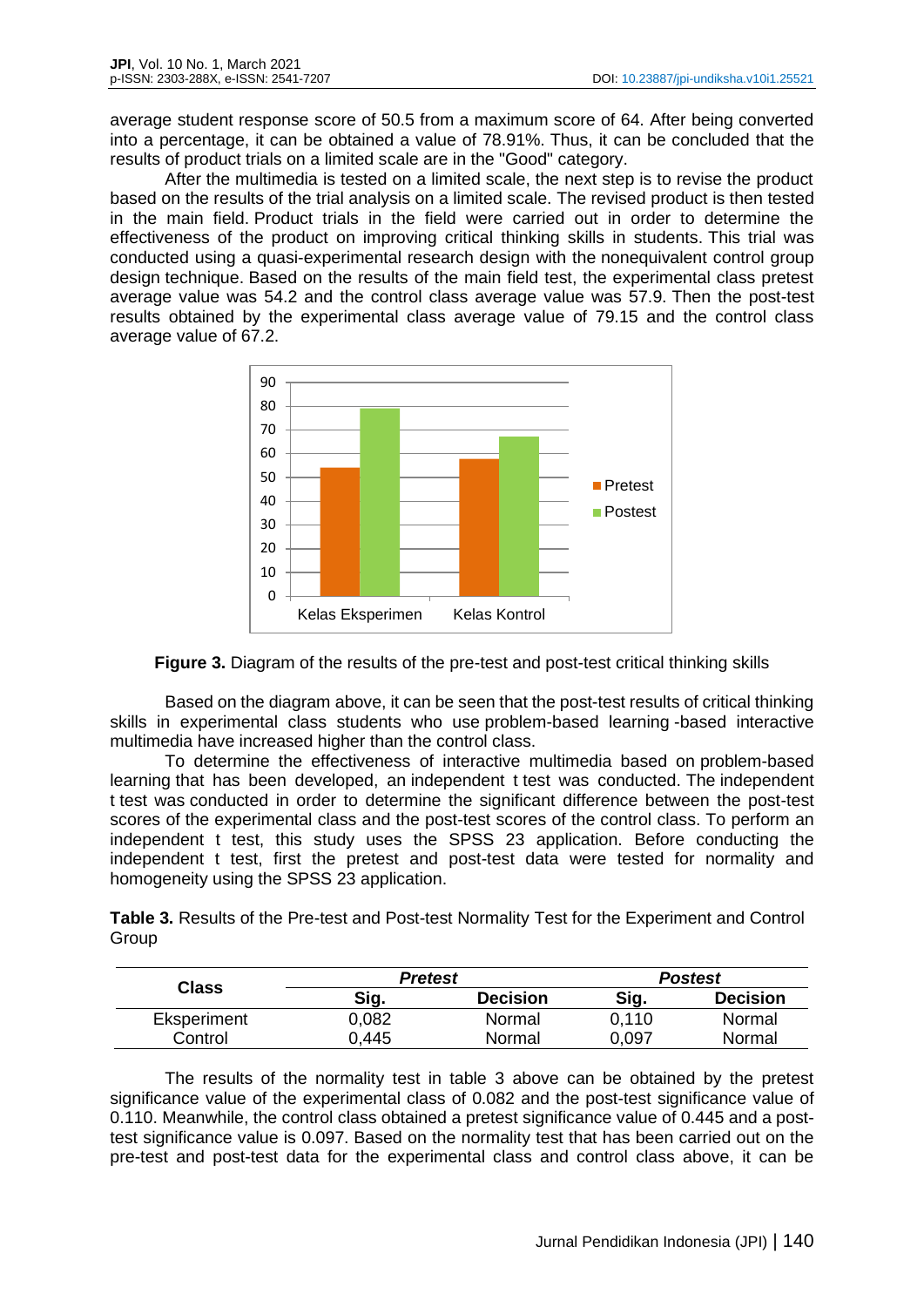average student response score of 50.5 from a maximum score of 64. After being converted into a percentage, it can be obtained a value of 78.91%. Thus, it can be concluded that the results of product trials on a limited scale are in the "Good" category.

After the multimedia is tested on a limited scale, the next step is to revise the product based on the results of the trial analysis on a limited scale. The revised product is then tested in the main field. Product trials in the field were carried out in order to determine the effectiveness of the product on improving critical thinking skills in students. This trial was conducted using a quasi-experimental research design with the nonequivalent control group design technique. Based on the results of the main field test, the experimental class pretest average value was 54.2 and the control class average value was 57.9. Then the post-test results obtained by the experimental class average value of 79.15 and the control class average value of 67.2.

**Figure 3.** Diagram of the results of the pre-test and post-test critical thinking skills

Based on the diagram above, it can be seen that the post-test results of critical thinking skills in experimental class students who use problem-based learning -based interactive multimedia have increased higher than the control class.

To determine the effectiveness of interactive multimedia based on problem-based learning that has been developed, an independent t test was conducted. The independent t test was conducted in order to determine the significant difference between the post-test scores of the experimental class and the post-test scores of the control class. To perform an independent t test, this study uses the SPSS 23 application. Before conducting the independent t test, first the pretest and post-test data were tested for normality and homogeneity using the SPSS 23 application.

**Table 3.** Results of the Pre-test and Post-test Normality Test for the Experiment and Control Group

| Class | *Pretest* | | *Postest* | |
|---|---|---|---|---|
| | **Sig.** | **Decision** | **Sig.** | **Decision** |
| Eksperiment | 0,082 | Normal | 0,110 | Normal |
| Control | 0,445 | Normal | 0,097 | Normal |

The results of the normality test in table 3 above can be obtained by the pretest significance value of the experimental class of 0.082 and the post-test significance value of 0.110. Meanwhile, the control class obtained a pretest significance value of 0.445 and a post-test significance value is 0.097. Based on the normality test that has been carried out on the pre-test and post-test data for the experimental class and control class above, it can be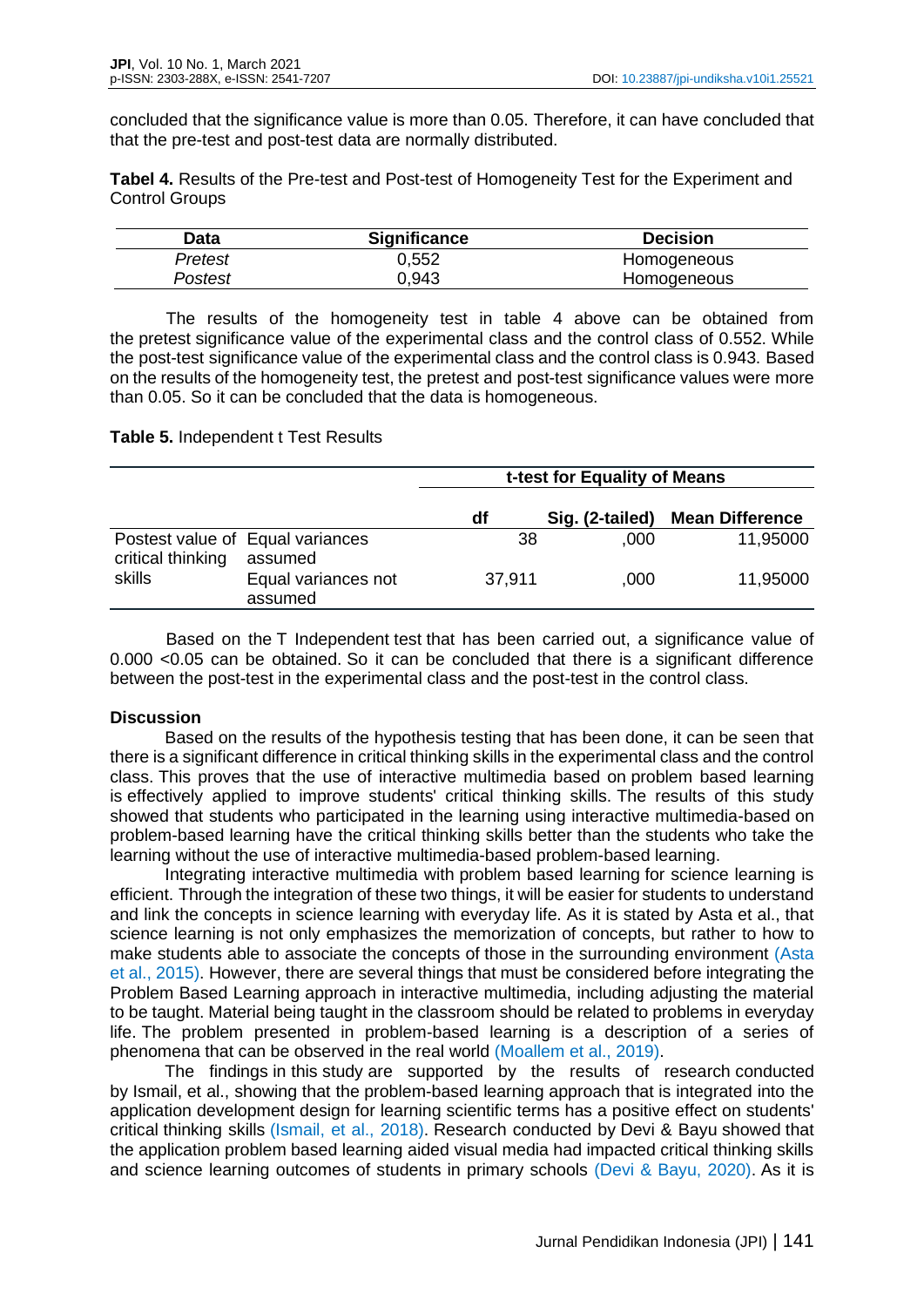concluded that the significance value is more than 0.05. Therefore, it can have concluded that that the pre-test and post-test data are normally distributed.

**Tabel 4.** Results of the Pre-test and Post-test of Homogeneity Test for the Experiment and Control Groups

| Data | Significance | Decision |
|---|---|---|
| *Pretest* | 0,552 | Homogeneous |
| *Postest* | 0,943 | Homogeneous |

The results of the homogeneity test in table 4 above can be obtained from the pretest significance value of the experimental class and the control class of 0.552. While the post-test significance value of the experimental class and the control class is 0.943. Based on the results of the homogeneity test, the pretest and post-test significance values were more than 0.05. So it can be concluded that the data is homogeneous.

**Table 5.** Independent t Test Results

| | | t-test for Equality of Means | | |
|---|---|---|---|---|
| | | df | Sig. (2-tailed) | Mean Difference |
| Postest value of critical thinking skills | Equal variances assumed | 38 | ,000 | 11,95000 |
| | Equal variances not assumed | 37,911 | ,000 | 11,95000 |

Based on the T Independent test that has been carried out, a significance value of 0.000 <0.05 can be obtained. So it can be concluded that there is a significant difference between the post-test in the experimental class and the post-test in the control class.

## Discussion

Based on the results of the hypothesis testing that has been done, it can be seen that there is a significant difference in critical thinking skills in the experimental class and the control class. This proves that the use of interactive multimedia based on problem based learning is effectively applied to improve students' critical thinking skills. The results of this study showed that students who participated in the learning using interactive multimedia-based on problem-based learning have the critical thinking skills better than the students who take the learning without the use of interactive multimedia-based problem-based learning.

Integrating interactive multimedia with problem based learning for science learning is efficient. Through the integration of these two things, it will be easier for students to understand and link the concepts in science learning with everyday life. As it is stated by Asta et al., that science learning is not only emphasizes the memorization of concepts, but rather to how to make students able to associate the concepts of those in the surrounding environment (Asta et al., 2015). However, there are several things that must be considered before integrating the Problem Based Learning approach in interactive multimedia, including adjusting the material to be taught. Material being taught in the classroom should be related to problems in everyday life. The problem presented in problem-based learning is a description of a series of phenomena that can be observed in the real world (Moallem et al., 2019).

The findings in this study are supported by the results of research conducted by Ismail, et al., showing that the problem-based learning approach that is integrated into the application development design for learning scientific terms has a positive effect on students' critical thinking skills (Ismail, et al., 2018). Research conducted by Devi & Bayu showed that the application problem based learning aided visual media had impacted critical thinking skills and science learning outcomes of students in primary schools (Devi & Bayu, 2020). As it is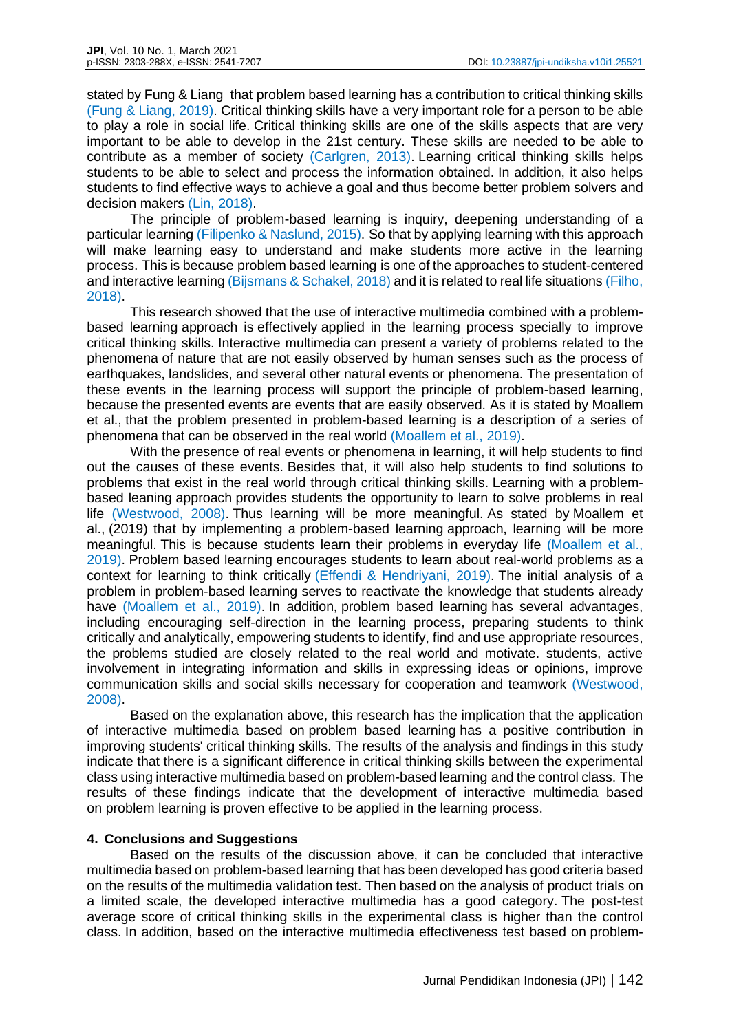stated by Fung & Liang that problem based learning has a contribution to critical thinking skills (Fung & Liang, 2019). Critical thinking skills have a very important role for a person to be able to play a role in social life. Critical thinking skills are one of the skills aspects that are very important to be able to develop in the 21st century. These skills are needed to be able to contribute as a member of society (Carlgren, 2013). Learning critical thinking skills helps students to be able to select and process the information obtained. In addition, it also helps students to find effective ways to achieve a goal and thus become better problem solvers and decision makers (Lin, 2018).

The principle of problem-based learning is inquiry, deepening understanding of a particular learning (Filipenko & Naslund, 2015). So that by applying learning with this approach will make learning easy to understand and make students more active in the learning process. This is because problem based learning is one of the approaches to student-centered and interactive learning (Bijsmans & Schakel, 2018) and it is related to real life situations (Filho, 2018).

This research showed that the use of interactive multimedia combined with a problem-based learning approach is effectively applied in the learning process specially to improve critical thinking skills. Interactive multimedia can present a variety of problems related to the phenomena of nature that are not easily observed by human senses such as the process of earthquakes, landslides, and several other natural events or phenomena. The presentation of these events in the learning process will support the principle of problem-based learning, because the presented events are events that are easily observed. As it is stated by Moallem et al., that the problem presented in problem-based learning is a description of a series of phenomena that can be observed in the real world (Moallem et al., 2019).

With the presence of real events or phenomena in learning, it will help students to find out the causes of these events. Besides that, it will also help students to find solutions to problems that exist in the real world through critical thinking skills. Learning with a problem-based leaning approach provides students the opportunity to learn to solve problems in real life (Westwood, 2008). Thus learning will be more meaningful. As stated by Moallem et al., (2019) that by implementing a problem-based learning approach, learning will be more meaningful. This is because students learn their problems in everyday life (Moallem et al., 2019). Problem based learning encourages students to learn about real-world problems as a context for learning to think critically (Effendi & Hendriyani, 2019). The initial analysis of a problem in problem-based learning serves to reactivate the knowledge that students already have (Moallem et al., 2019). In addition, problem based learning has several advantages, including encouraging self-direction in the learning process, preparing students to think critically and analytically, empowering students to identify, find and use appropriate resources, the problems studied are closely related to the real world and motivate. students, active involvement in integrating information and skills in expressing ideas or opinions, improve communication skills and social skills necessary for cooperation and teamwork (Westwood, 2008).

Based on the explanation above, this research has the implication that the application of interactive multimedia based on problem based learning has a positive contribution in improving students' critical thinking skills. The results of the analysis and findings in this study indicate that there is a significant difference in critical thinking skills between the experimental class using interactive multimedia based on problem-based learning and the control class. The results of these findings indicate that the development of interactive multimedia based on problem learning is proven effective to be applied in the learning process.

## 4. Conclusions and Suggestions

Based on the results of the discussion above, it can be concluded that interactive multimedia based on problem-based learning that has been developed has good criteria based on the results of the multimedia validation test. Then based on the analysis of product trials on a limited scale, the developed interactive multimedia has a good category. The post-test average score of critical thinking skills in the experimental class is higher than the control class. In addition, based on the interactive multimedia effectiveness test based on problem-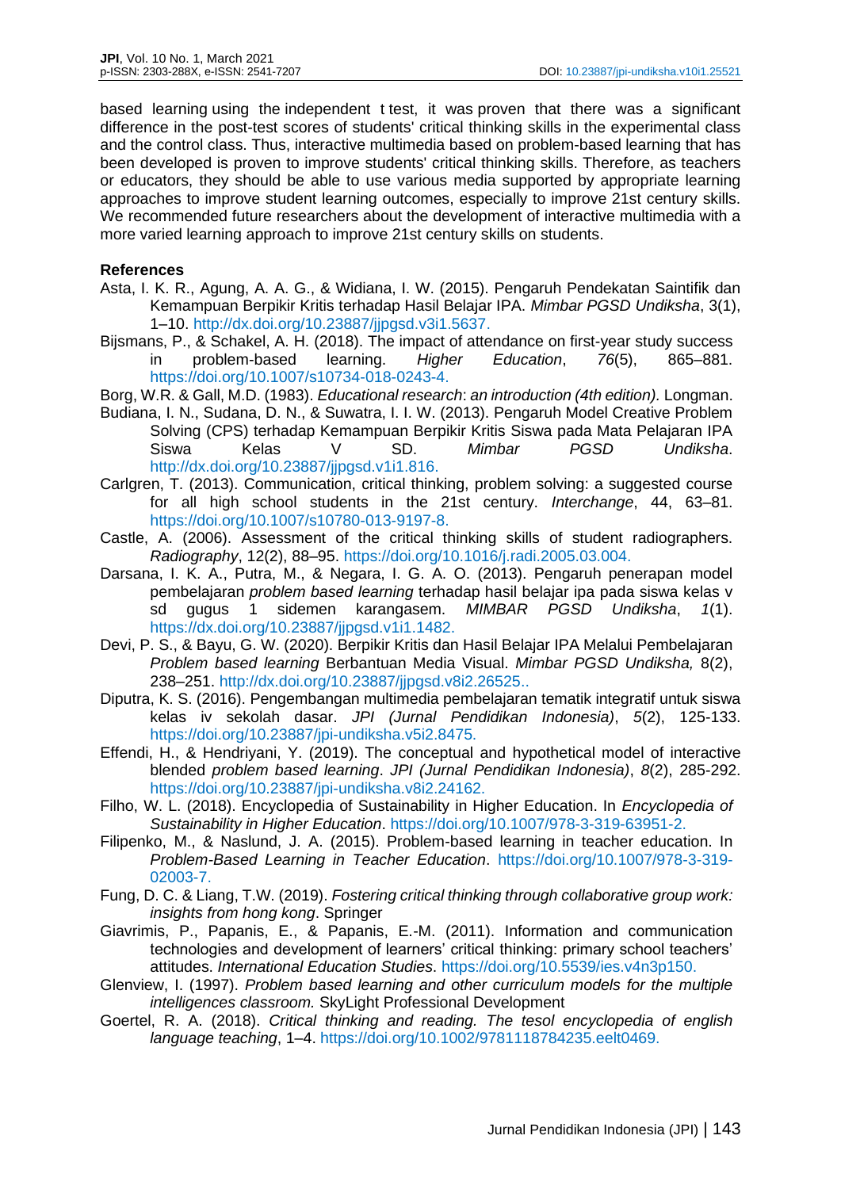based learning using the independent t test, it was proven that there was a significant difference in the post-test scores of students' critical thinking skills in the experimental class and the control class. Thus, interactive multimedia based on problem-based learning that has been developed is proven to improve students' critical thinking skills. Therefore, as teachers or educators, they should be able to use various media supported by appropriate learning approaches to improve student learning outcomes, especially to improve 21st century skills. We recommended future researchers about the development of interactive multimedia with a more varied learning approach to improve 21st century skills on students.

**References**

Asta, I. K. R., Agung, A. A. G., & Widiana, I. W. (2015). Pengaruh Pendekatan Saintifik dan Kemampuan Berpikir Kritis terhadap Hasil Belajar IPA. *Mimbar PGSD Undiksha*, 3(1), 1–10. http://dx.doi.org/10.23887/jjpgsd.v3i1.5637.

Bijsmans, P., & Schakel, A. H. (2018). The impact of attendance on first-year study success in problem-based learning. *Higher Education*, *76*(5), 865–881. https://doi.org/10.1007/s10734-018-0243-4.

Borg, W.R. & Gall, M.D. (1983). *Educational research*: *an introduction (4th edition).* Longman.

Budiana, I. N., Sudana, D. N., & Suwatra, I. I. W. (2013). Pengaruh Model Creative Problem Solving (CPS) terhadap Kemampuan Berpikir Kritis Siswa pada Mata Pelajaran IPA Siswa Kelas V SD. *Mimbar PGSD Undiksha*. http://dx.doi.org/10.23887/jjpgsd.v1i1.816.

Carlgren, T. (2013). Communication, critical thinking, problem solving: a suggested course for all high school students in the 21st century. *Interchange*, 44, 63–81. https://doi.org/10.1007/s10780-013-9197-8.

Castle, A. (2006). Assessment of the critical thinking skills of student radiographers. *Radiography*, 12(2), 88–95. https://doi.org/10.1016/j.radi.2005.03.004.

Darsana, I. K. A., Putra, M., & Negara, I. G. A. O. (2013). Pengaruh penerapan model pembelajaran *problem based learning* terhadap hasil belajar ipa pada siswa kelas v sd gugus 1 sidemen karangasem. *MIMBAR PGSD Undiksha*, *1*(1). https://dx.doi.org/10.23887/jjpgsd.v1i1.1482.

Devi, P. S., & Bayu, G. W. (2020). Berpikir Kritis dan Hasil Belajar IPA Melalui Pembelajaran *Problem based learning* Berbantuan Media Visual. *Mimbar PGSD Undiksha,* 8(2), 238–251. http://dx.doi.org/10.23887/jjpgsd.v8i2.26525..

Diputra, K. S. (2016). Pengembangan multimedia pembelajaran tematik integratif untuk siswa kelas iv sekolah dasar. *JPI (Jurnal Pendidikan Indonesia)*, *5*(2), 125-133. https://doi.org/10.23887/jpi-undiksha.v5i2.8475.

Effendi, H., & Hendriyani, Y. (2019). The conceptual and hypothetical model of interactive blended *problem based learning*. *JPI (Jurnal Pendidikan Indonesia)*, *8*(2), 285-292. https://doi.org/10.23887/jpi-undiksha.v8i2.24162.

Filho, W. L. (2018). Encyclopedia of Sustainability in Higher Education. In *Encyclopedia of Sustainability in Higher Education*. https://doi.org/10.1007/978-3-319-63951-2.

Filipenko, M., & Naslund, J. A. (2015). Problem-based learning in teacher education. In *Problem-Based Learning in Teacher Education*. https://doi.org/10.1007/978-3-319-02003-7.

Fung, D. C. & Liang, T.W. (2019). *Fostering critical thinking through collaborative group work: insights from hong kong*. Springer

Giavrimis, P., Papanis, E., & Papanis, E.-M. (2011). Information and communication technologies and development of learners' critical thinking: primary school teachers' attitudes. *International Education Studies*. https://doi.org/10.5539/ies.v4n3p150.

Glenview, I. (1997). *Problem based learning and other curriculum models for the multiple intelligences classroom.* SkyLight Professional Development

Goertel, R. A. (2018). *Critical thinking and reading. The tesol encyclopedia of english language teaching*, 1–4. https://doi.org/10.1002/9781118784235.eelt0469.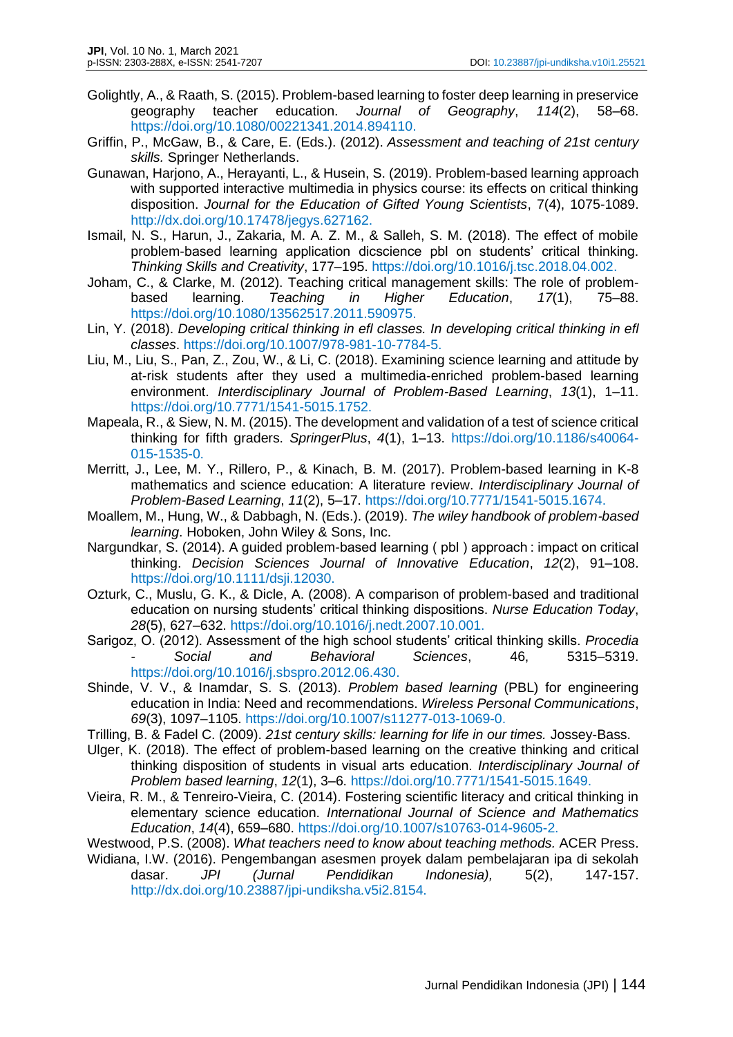Golightly, A., & Raath, S. (2015). Problem-based learning to foster deep learning in preservice geography teacher education. *Journal of Geography*, *114*(2), 58–68. https://doi.org/10.1080/00221341.2014.894110.

Griffin, P., McGaw, B., & Care, E. (Eds.). (2012). *Assessment and teaching of 21st century skills.* Springer Netherlands.

Gunawan, Harjono, A., Herayanti, L., & Husein, S. (2019). Problem-based learning approach with supported interactive multimedia in physics course: its effects on critical thinking disposition. *Journal for the Education of Gifted Young Scientists*, 7(4), 1075-1089. http://dx.doi.org/10.17478/jegys.627162.

Ismail, N. S., Harun, J., Zakaria, M. A. Z. M., & Salleh, S. M. (2018). The effect of mobile problem-based learning application dicscience pbl on students' critical thinking. *Thinking Skills and Creativity*, 177–195. https://doi.org/10.1016/j.tsc.2018.04.002.

Joham, C., & Clarke, M. (2012). Teaching critical management skills: The role of problem-based learning. *Teaching in Higher Education*, *17*(1), 75–88. https://doi.org/10.1080/13562517.2011.590975.

Lin, Y. (2018). *Developing critical thinking in efl classes. In developing critical thinking in efl classes*. https://doi.org/10.1007/978-981-10-7784-5.

Liu, M., Liu, S., Pan, Z., Zou, W., & Li, C. (2018). Examining science learning and attitude by at-risk students after they used a multimedia-enriched problem-based learning environment. *Interdisciplinary Journal of Problem-Based Learning*, *13*(1), 1–11. https://doi.org/10.7771/1541-5015.1752.

Mapeala, R., & Siew, N. M. (2015). The development and validation of a test of science critical thinking for fifth graders. *SpringerPlus*, *4*(1), 1–13. https://doi.org/10.1186/s40064-015-1535-0.

Merritt, J., Lee, M. Y., Rillero, P., & Kinach, B. M. (2017). Problem-based learning in K-8 mathematics and science education: A literature review. *Interdisciplinary Journal of Problem-Based Learning*, *11*(2), 5–17. https://doi.org/10.7771/1541-5015.1674.

Moallem, M., Hung, W., & Dabbagh, N. (Eds.). (2019). *The wiley handbook of problem-based learning*. Hoboken, John Wiley & Sons, Inc.

Nargundkar, S. (2014). A guided problem-based learning ( pbl ) approach : impact on critical thinking. *Decision Sciences Journal of Innovative Education*, *12*(2), 91–108. https://doi.org/10.1111/dsji.12030.

Ozturk, C., Muslu, G. K., & Dicle, A. (2008). A comparison of problem-based and traditional education on nursing students' critical thinking dispositions. *Nurse Education Today*, *28*(5), 627–632. https://doi.org/10.1016/j.nedt.2007.10.001.

Sarigoz, O. (2012). Assessment of the high school students' critical thinking skills. *Procedia - Social and Behavioral Sciences*, 46, 5315–5319. https://doi.org/10.1016/j.sbspro.2012.06.430.

Shinde, V. V., & Inamdar, S. S. (2013). *Problem based learning* (PBL) for engineering education in India: Need and recommendations. *Wireless Personal Communications*, *69*(3), 1097–1105. https://doi.org/10.1007/s11277-013-1069-0.

Trilling, B. & Fadel C. (2009). *21st century skills: learning for life in our times.* Jossey-Bass.

Ulger, K. (2018). The effect of problem-based learning on the creative thinking and critical thinking disposition of students in visual arts education. *Interdisciplinary Journal of Problem based learning*, *12*(1), 3–6. https://doi.org/10.7771/1541-5015.1649.

Vieira, R. M., & Tenreiro-Vieira, C. (2014). Fostering scientific literacy and critical thinking in elementary science education. *International Journal of Science and Mathematics Education*, *14*(4), 659–680. https://doi.org/10.1007/s10763-014-9605-2.

Westwood, P.S. (2008). *What teachers need to know about teaching methods.* ACER Press.

Widiana, I.W. (2016). Pengembangan asesmen proyek dalam pembelajaran ipa di sekolah dasar. *JPI (Jurnal Pendidikan Indonesia),* 5(2), 147-157. http://dx.doi.org/10.23887/jpi-undiksha.v5i2.8154.